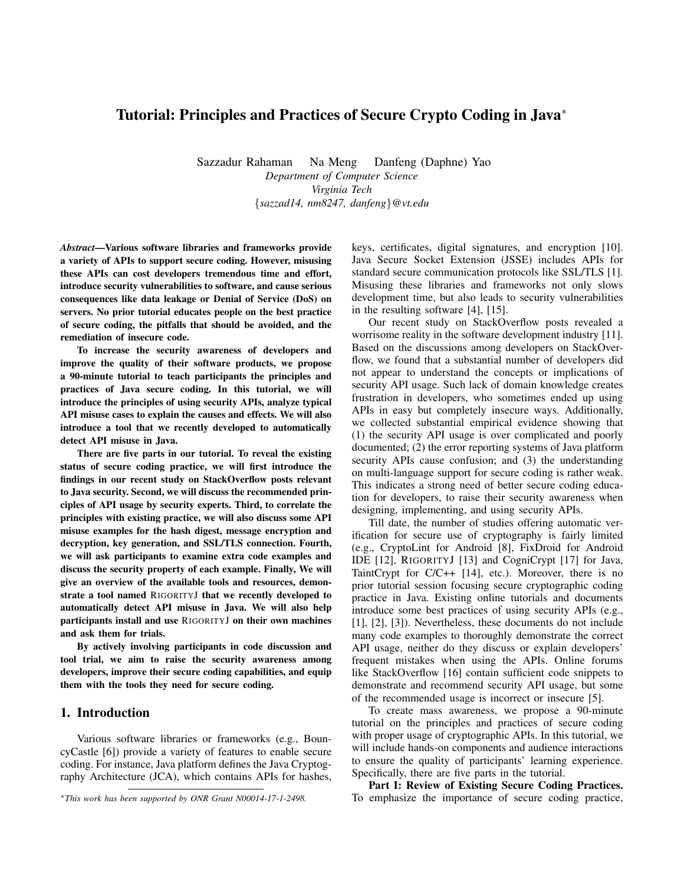# Tutorial: Principles and Practices of Secure Crypto Coding in Java*

Sazzadur Rahaman  Na Meng  Danfeng (Daphne) Yao

*Department of Computer Science*
*Virginia Tech*
*{sazzad14, nm8247, danfeng}@vt.edu*

***Abstract*—Various software libraries and frameworks provide a variety of APIs to support secure coding. However, misusing these APIs can cost developers tremendous time and effort, introduce security vulnerabilities to software, and cause serious consequences like data leakage or Denial of Service (DoS) on servers. No prior tutorial educates people on the best practice of secure coding, the pitfalls that should be avoided, and the remediation of insecure code.**

**To increase the security awareness of developers and improve the quality of their software products, we propose a 90-minute tutorial to teach participants the principles and practices of Java secure coding. In this tutorial, we will introduce the principles of using security APIs, analyze typical API misuse cases to explain the causes and effects. We will also introduce a tool that we recently developed to automatically detect API misuse in Java.**

**There are five parts in our tutorial. To reveal the existing status of secure coding practice, we will first introduce the findings in our recent study on StackOverflow posts relevant to Java security. Second, we will discuss the recommended principles of API usage by security experts. Third, to correlate the principles with existing practice, we will also discuss some API misuse examples for the hash digest, message encryption and decryption, key generation, and SSL/TLS connection. Fourth, we will ask participants to examine extra code examples and discuss the security property of each example. Finally, We will give an overview of the available tools and resources, demonstrate a tool named RIGORITYJ that we recently developed to automatically detect API misuse in Java. We will also help participants install and use RIGORITYJ on their own machines and ask them for trials.**

**By actively involving participants in code discussion and tool trial, we aim to raise the security awareness among developers, improve their secure coding capabilities, and equip them with the tools they need for secure coding.**

## 1. Introduction

Various software libraries or frameworks (e.g., BouncyCastle [6]) provide a variety of features to enable secure coding. For instance, Java platform defines the Java Cryptography Architecture (JCA), which contains APIs for hashes, keys, certificates, digital signatures, and encryption [10]. Java Secure Socket Extension (JSSE) includes APIs for standard secure communication protocols like SSL/TLS [1]. Misusing these libraries and frameworks not only slows development time, but also leads to security vulnerabilities in the resulting software [4], [15].

Our recent study on StackOverflow posts revealed a worrisome reality in the software development industry [11]. Based on the discussions among developers on StackOverflow, we found that a substantial number of developers did not appear to understand the concepts or implications of security API usage. Such lack of domain knowledge creates frustration in developers, who sometimes ended up using APIs in easy but completely insecure ways. Additionally, we collected substantial empirical evidence showing that (1) the security API usage is over complicated and poorly documented; (2) the error reporting systems of Java platform security APIs cause confusion; and (3) the understanding on multi-language support for secure coding is rather weak. This indicates a strong need of better secure coding education for developers, to raise their security awareness when designing, implementing, and using security APIs.

Till date, the number of studies offering automatic verification for secure use of cryptography is fairly limited (e.g., CryptoLint for Android [8], FixDroid for Android IDE [12], RIGORITYJ [13] and CogniCrypt [17] for Java, TaintCrypt for C/C++ [14], etc.). Moreover, there is no prior tutorial session focusing secure cryptographic coding practice in Java. Existing online tutorials and documents introduce some best practices of using security APIs (e.g., [1], [2], [3]). Nevertheless, these documents do not include many code examples to thoroughly demonstrate the correct API usage, neither do they discuss or explain developers' frequent mistakes when using the APIs. Online forums like StackOverflow [16] contain sufficient code snippets to demonstrate and recommend security API usage, but some of the recommended usage is incorrect or insecure [5].

To create mass awareness, we propose a 90-minute tutorial on the principles and practices of secure coding with proper usage of cryptographic APIs. In this tutorial, we will include hands-on components and audience interactions to ensure the quality of participants' learning experience. Specifically, there are five parts in the tutorial.

**Part I: Review of Existing Secure Coding Practices.** To emphasize the importance of secure coding practice,

*This work has been supported by ONR Grant N00014-17-1-2498.*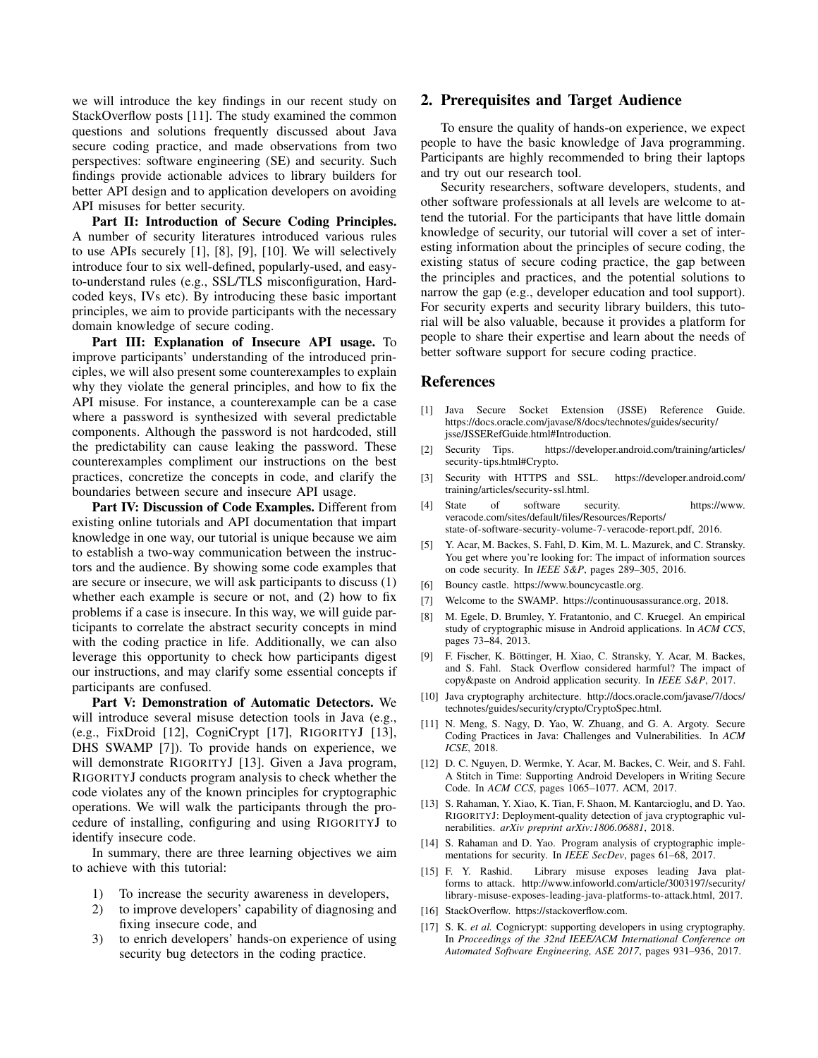we will introduce the key findings in our recent study on StackOverflow posts [11]. The study examined the common questions and solutions frequently discussed about Java secure coding practice, and made observations from two perspectives: software engineering (SE) and security. Such findings provide actionable advices to library builders for better API design and to application developers on avoiding API misuses for better security.

**Part II: Introduction of Secure Coding Principles.** A number of security literatures introduced various rules to use APIs securely [1], [8], [9], [10]. We will selectively introduce four to six well-defined, popularly-used, and easy-to-understand rules (e.g., SSL/TLS misconfiguration, Hardcoded keys, IVs etc). By introducing these basic important principles, we aim to provide participants with the necessary domain knowledge of secure coding.

**Part III: Explanation of Insecure API usage.** To improve participants' understanding of the introduced principles, we will also present some counterexamples to explain why they violate the general principles, and how to fix the API misuse. For instance, a counterexample can be a case where a password is synthesized with several predictable components. Although the password is not hardcoded, still the predictability can cause leaking the password. These counterexamples compliment our instructions on the best practices, concretize the concepts in code, and clarify the boundaries between secure and insecure API usage.

**Part IV: Discussion of Code Examples.** Different from existing online tutorials and API documentation that impart knowledge in one way, our tutorial is unique because we aim to establish a two-way communication between the instructors and the audience. By showing some code examples that are secure or insecure, we will ask participants to discuss (1) whether each example is secure or not, and (2) how to fix problems if a case is insecure. In this way, we will guide participants to correlate the abstract security concepts in mind with the coding practice in life. Additionally, we can also leverage this opportunity to check how participants digest our instructions, and may clarify some essential concepts if participants are confused.

**Part V: Demonstration of Automatic Detectors.** We will introduce several misuse detection tools in Java (e.g., (e.g., FixDroid [12], CogniCrypt [17], RIGORITYJ [13], DHS SWAMP [7]). To provide hands on experience, we will demonstrate RIGORITYJ [13]. Given a Java program, RIGORITYJ conducts program analysis to check whether the code violates any of the known principles for cryptographic operations. We will walk the participants through the procedure of installing, configuring and using RIGORITYJ to identify insecure code.

In summary, there are three learning objectives we aim to achieve with this tutorial:

1) To increase the security awareness in developers,
2) to improve developers' capability of diagnosing and fixing insecure code, and
3) to enrich developers' hands-on experience of using security bug detectors in the coding practice.

## 2. Prerequisites and Target Audience

To ensure the quality of hands-on experience, we expect people to have the basic knowledge of Java programming. Participants are highly recommended to bring their laptops and try out our research tool.

Security researchers, software developers, students, and other software professionals at all levels are welcome to attend the tutorial. For the participants that have little domain knowledge of security, our tutorial will cover a set of interesting information about the principles of secure coding, the existing status of secure coding practice, the gap between the principles and practices, and the potential solutions to narrow the gap (e.g., developer education and tool support). For security experts and security library builders, this tutorial will be also valuable, because it provides a platform for people to share their expertise and learn about the needs of better software support for secure coding practice.

## References

[1] Java Secure Socket Extension (JSSE) Reference Guide. https://docs.oracle.com/javase/8/docs/technotes/guides/security/jsse/JSSERefGuide.html#Introduction.

[2] Security Tips. https://developer.android.com/training/articles/security-tips.html#Crypto.

[3] Security with HTTPS and SSL. https://developer.android.com/training/articles/security-ssl.html.

[4] State of software security. https://www.veracode.com/sites/default/files/Resources/Reports/state-of-software-security-volume-7-veracode-report.pdf, 2016.

[5] Y. Acar, M. Backes, S. Fahl, D. Kim, M. L. Mazurek, and C. Stransky. You get where you're looking for: The impact of information sources on code security. In *IEEE S&P*, pages 289–305, 2016.

[6] Bouncy castle. https://www.bouncycastle.org.

[7] Welcome to the SWAMP. https://continuousassurance.org, 2018.

[8] M. Egele, D. Brumley, Y. Fratantonio, and C. Kruegel. An empirical study of cryptographic misuse in Android applications. In *ACM CCS*, pages 73–84, 2013.

[9] F. Fischer, K. Böttinger, H. Xiao, C. Stransky, Y. Acar, M. Backes, and S. Fahl. Stack Overflow considered harmful? The impact of copy&paste on Android application security. In *IEEE S&P*, 2017.

[10] Java cryptography architecture. http://docs.oracle.com/javase/7/docs/technotes/guides/security/crypto/CryptoSpec.html.

[11] N. Meng, S. Nagy, D. Yao, W. Zhuang, and G. A. Argoty. Secure Coding Practices in Java: Challenges and Vulnerabilities. In *ACM ICSE*, 2018.

[12] D. C. Nguyen, D. Wermke, Y. Acar, M. Backes, C. Weir, and S. Fahl. A Stitch in Time: Supporting Android Developers in Writing Secure Code. In *ACM CCS*, pages 1065–1077. ACM, 2017.

[13] S. Rahaman, Y. Xiao, K. Tian, F. Shaon, M. Kantarcioglu, and D. Yao. RIGORITYJ: Deployment-quality detection of java cryptographic vulnerabilities. *arXiv preprint arXiv:1806.06881*, 2018.

[14] S. Rahaman and D. Yao. Program analysis of cryptographic implementations for security. In *IEEE SecDev*, pages 61–68, 2017.

[15] F. Y. Rashid. Library misuse exposes leading Java platforms to attack. http://www.infoworld.com/article/3003197/security/library-misuse-exposes-leading-java-platforms-to-attack.html, 2017.

[16] StackOverflow. https://stackoverflow.com.

[17] S. K. *et al.* Cognicrypt: supporting developers in using cryptography. In *Proceedings of the 32nd IEEE/ACM International Conference on Automated Software Engineering, ASE 2017*, pages 931–936, 2017.